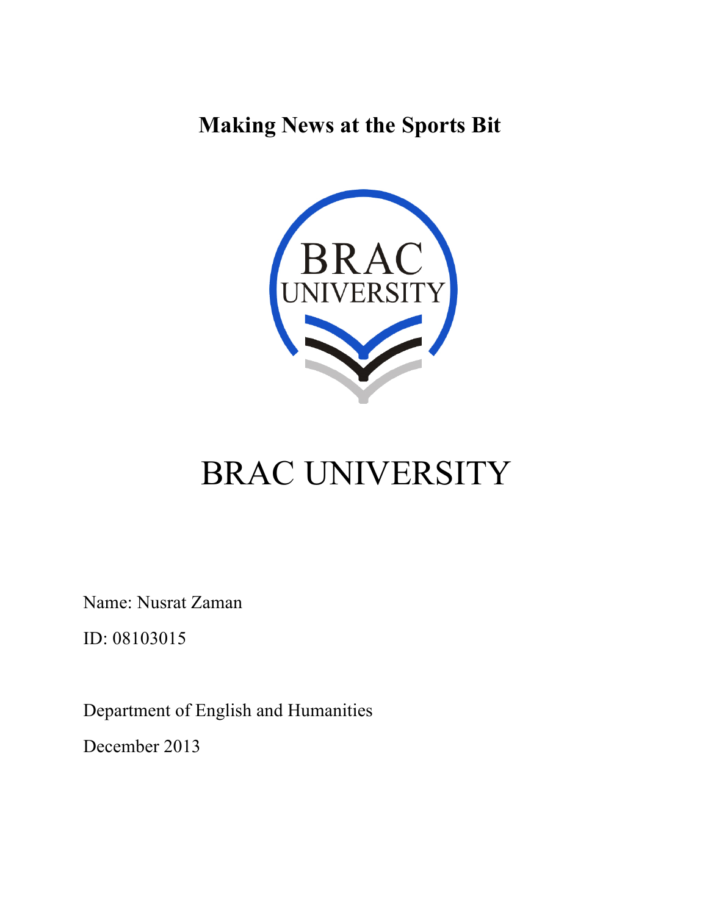# Making News at the Sports Bit

BRAC UNIVERSITY

Name: Nusrat Zaman

ID: 08103015

Department of English and Humanities

December 2013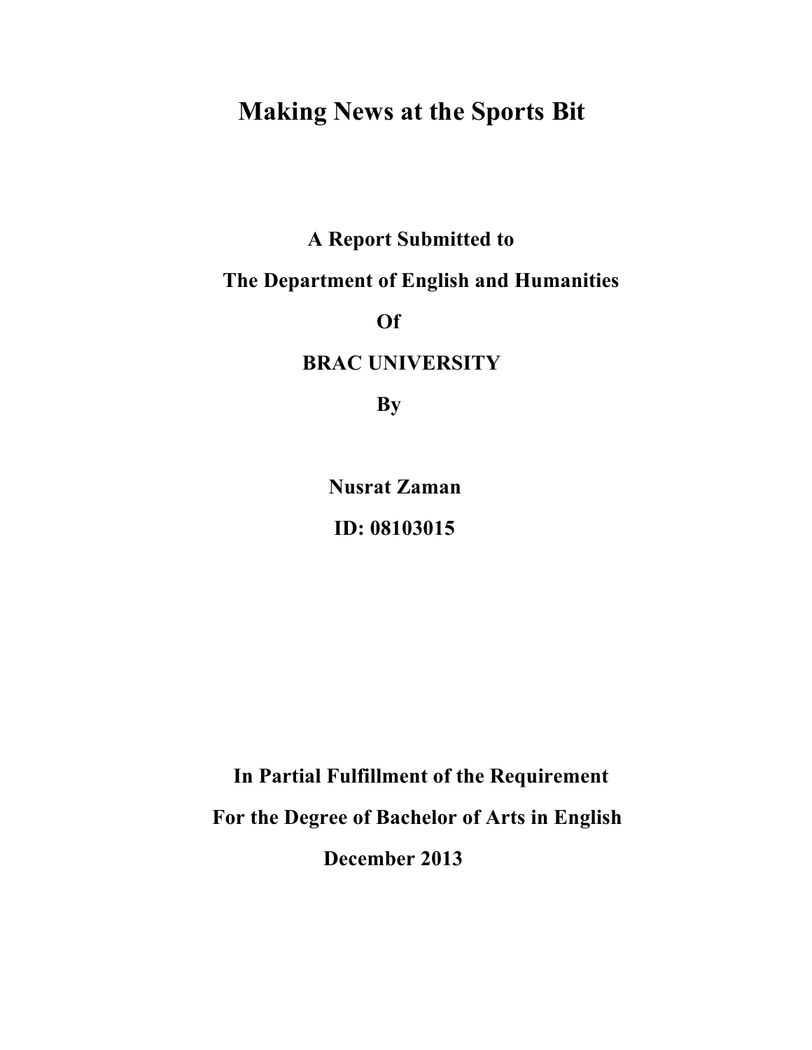# Making News at the Sports Bit

**A Report Submitted to**

**The Department of English and Humanities**

**Of**

**BRAC UNIVERSITY**

**By**

**Nusrat Zaman**

**ID: 08103015**

**In Partial Fulfillment of the Requirement**

**For the Degree of Bachelor of Arts in English**

**December 2013**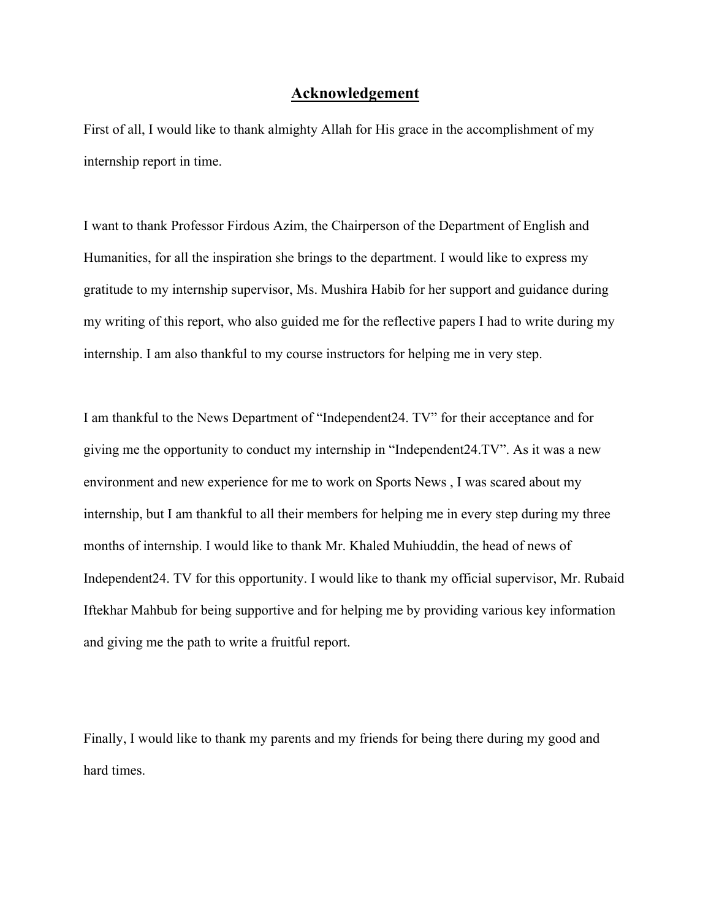# Acknowledgement

First of all, I would like to thank almighty Allah for His grace in the accomplishment of my internship report in time.

I want to thank Professor Firdous Azim, the Chairperson of the Department of English and Humanities, for all the inspiration she brings to the department. I would like to express my gratitude to my internship supervisor, Ms. Mushira Habib for her support and guidance during my writing of this report, who also guided me for the reflective papers I had to write during my internship. I am also thankful to my course instructors for helping me in very step.

I am thankful to the News Department of "Independent24. TV" for their acceptance and for giving me the opportunity to conduct my internship in "Independent24.TV". As it was a new environment and new experience for me to work on Sports News , I was scared about my internship, but I am thankful to all their members for helping me in every step during my three months of internship. I would like to thank Mr. Khaled Muhiuddin, the head of news of Independent24. TV for this opportunity. I would like to thank my official supervisor, Mr. Rubaid Iftekhar Mahbub for being supportive and for helping me by providing various key information and giving me the path to write a fruitful report.

Finally, I would like to thank my parents and my friends for being there during my good and hard times.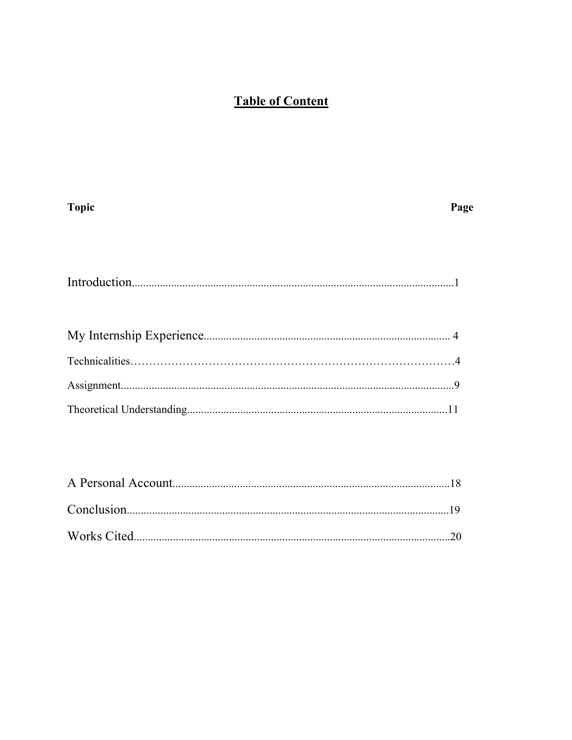# **Table of Content**

| **Topic** | **Page** |
|---|---|
| Introduction | 1 |
| My Internship Experience | 4 |
| Technicalities | 4 |
| Assignment | 9 |
| Theoretical Understanding | 11 |
| A Personal Account | 18 |
| Conclusion | 19 |
| Works Cited | 20 |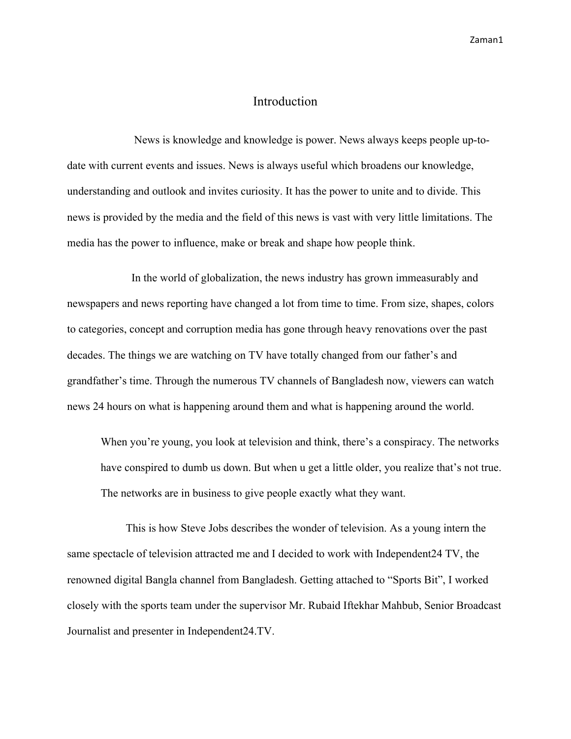# Introduction

News is knowledge and knowledge is power. News always keeps people up-to-date with current events and issues. News is always useful which broadens our knowledge, understanding and outlook and invites curiosity. It has the power to unite and to divide. This news is provided by the media and the field of this news is vast with very little limitations. The media has the power to influence, make or break and shape how people think.

In the world of globalization, the news industry has grown immeasurably and newspapers and news reporting have changed a lot from time to time. From size, shapes, colors to categories, concept and corruption media has gone through heavy renovations over the past decades. The things we are watching on TV have totally changed from our father's and grandfather's time. Through the numerous TV channels of Bangladesh now, viewers can watch news 24 hours on what is happening around them and what is happening around the world.

> When you're young, you look at television and think, there's a conspiracy. The networks have conspired to dumb us down. But when u get a little older, you realize that's not true. The networks are in business to give people exactly what they want.

This is how Steve Jobs describes the wonder of television. As a young intern the same spectacle of television attracted me and I decided to work with Independent24 TV, the renowned digital Bangla channel from Bangladesh. Getting attached to "Sports Bit", I worked closely with the sports team under the supervisor Mr. Rubaid Iftekhar Mahbub, Senior Broadcast Journalist and presenter in Independent24.TV.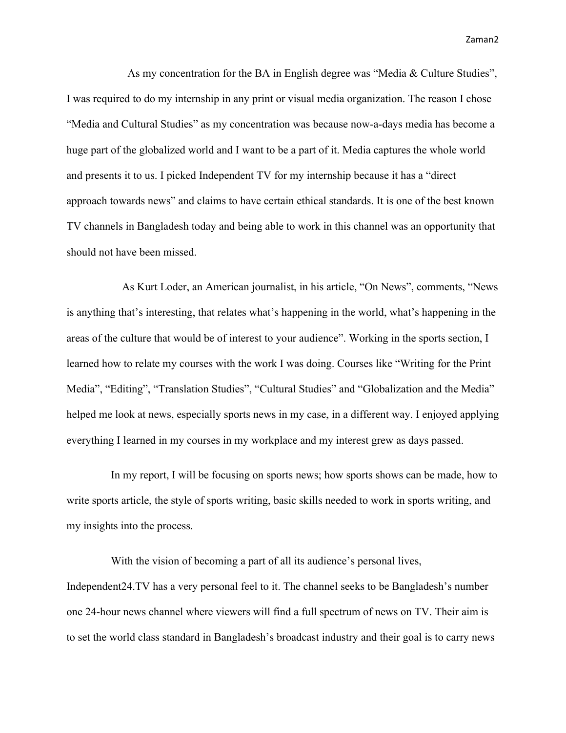As my concentration for the BA in English degree was “Media & Culture Studies”, I was required to do my internship in any print or visual media organization. The reason I chose “Media and Cultural Studies” as my concentration was because now-a-days media has become a huge part of the globalized world and I want to be a part of it. Media captures the whole world and presents it to us. I picked Independent TV for my internship because it has a “direct approach towards news” and claims to have certain ethical standards. It is one of the best known TV channels in Bangladesh today and being able to work in this channel was an opportunity that should not have been missed.

As Kurt Loder, an American journalist, in his article, “On News”, comments, “News is anything that’s interesting, that relates what’s happening in the world, what’s happening in the areas of the culture that would be of interest to your audience”. Working in the sports section, I learned how to relate my courses with the work I was doing. Courses like “Writing for the Print Media”, “Editing”, “Translation Studies”, “Cultural Studies” and “Globalization and the Media” helped me look at news, especially sports news in my case, in a different way. I enjoyed applying everything I learned in my courses in my workplace and my interest grew as days passed.

In my report, I will be focusing on sports news; how sports shows can be made, how to write sports article, the style of sports writing, basic skills needed to work in sports writing, and my insights into the process.

With the vision of becoming a part of all its audience’s personal lives, Independent24.TV has a very personal feel to it. The channel seeks to be Bangladesh’s number one 24-hour news channel where viewers will find a full spectrum of news on TV. Their aim is to set the world class standard in Bangladesh’s broadcast industry and their goal is to carry news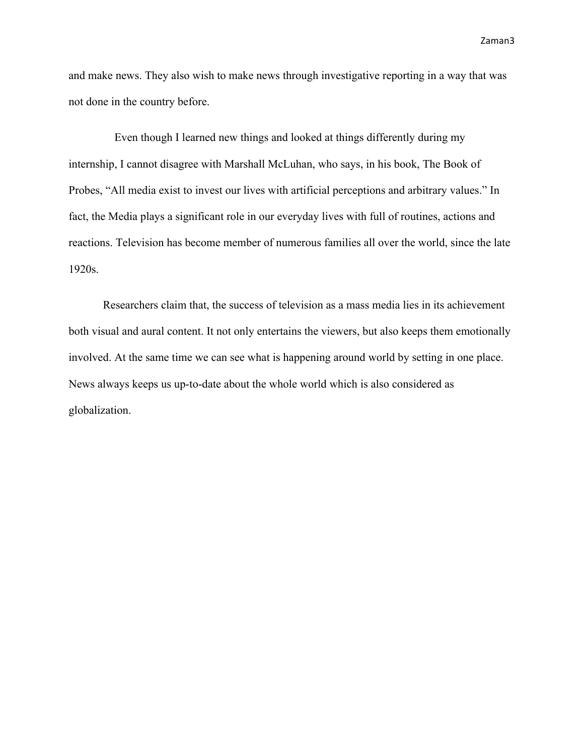and make news. They also wish to make news through investigative reporting in a way that was not done in the country before.

Even though I learned new things and looked at things differently during my internship, I cannot disagree with Marshall McLuhan, who says, in his book, The Book of Probes, “All media exist to invest our lives with artificial perceptions and arbitrary values.” In fact, the Media plays a significant role in our everyday lives with full of routines, actions and reactions. Television has become member of numerous families all over the world, since the late 1920s.

Researchers claim that, the success of television as a mass media lies in its achievement both visual and aural content. It not only entertains the viewers, but also keeps them emotionally involved. At the same time we can see what is happening around world by setting in one place. News always keeps us up-to-date about the whole world which is also considered as globalization.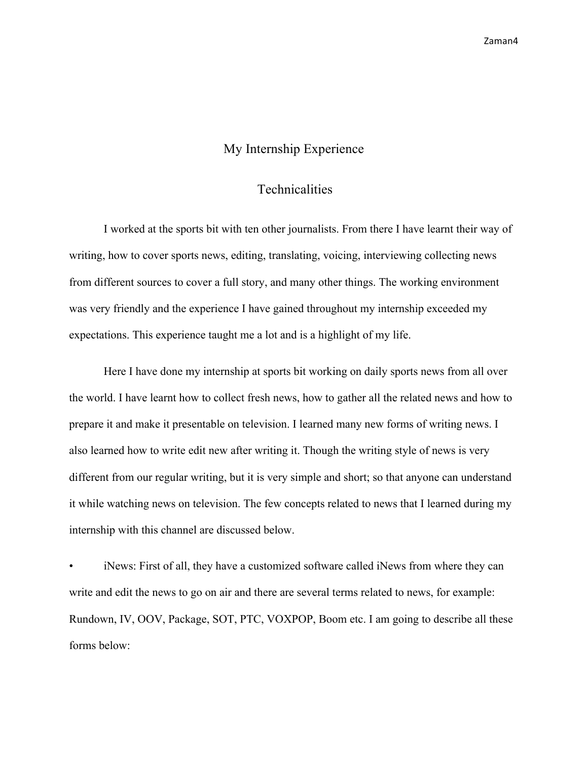# My Internship Experience

## Technicalities

I worked at the sports bit with ten other journalists. From there I have learnt their way of writing, how to cover sports news, editing, translating, voicing, interviewing collecting news from different sources to cover a full story, and many other things. The working environment was very friendly and the experience I have gained throughout my internship exceeded my expectations. This experience taught me a lot and is a highlight of my life.

Here I have done my internship at sports bit working on daily sports news from all over the world. I have learnt how to collect fresh news, how to gather all the related news and how to prepare it and make it presentable on television. I learned many new forms of writing news. I also learned how to write edit new after writing it. Though the writing style of news is very different from our regular writing, but it is very simple and short; so that anyone can understand it while watching news on television. The few concepts related to news that I learned during my internship with this channel are discussed below.

- iNews: First of all, they have a customized software called iNews from where they can write and edit the news to go on air and there are several terms related to news, for example: Rundown, IV, OOV, Package, SOT, PTC, VOXPOP, Boom etc. I am going to describe all these forms below: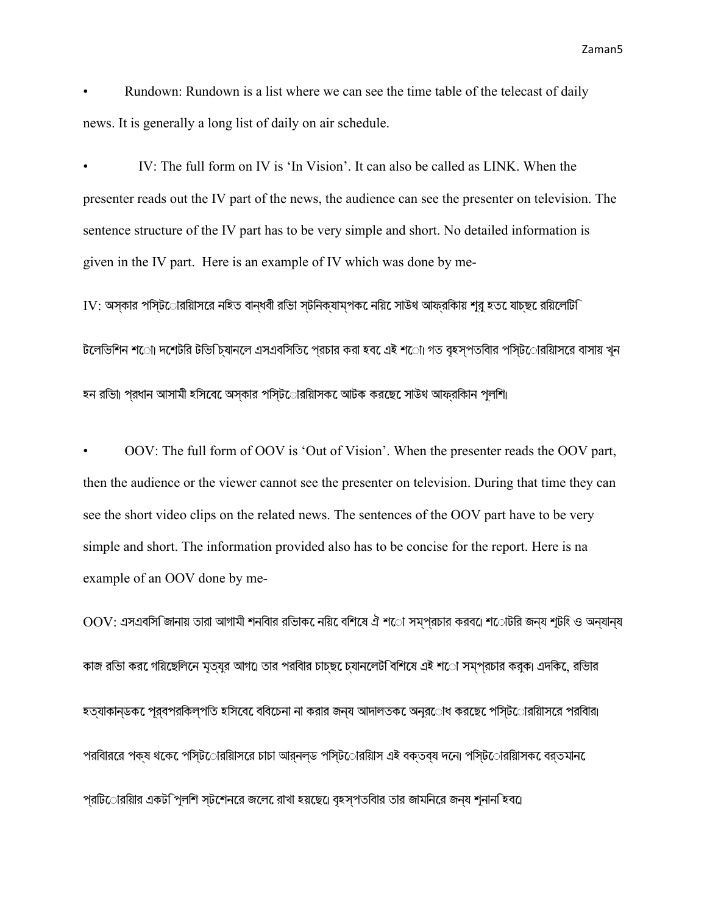• Rundown: Rundown is a list where we can see the time table of the telecast of daily news. It is generally a long list of daily on air schedule.

• IV: The full form on IV is 'In Vision'. It can also be called as LINK. When the presenter reads out the IV part of the news, the audience can see the presenter on television. The sentence structure of the IV part has to be very simple and short. No detailed information is given in the IV part. Here is an example of IV which was done by me-

IV: অস্কার পিস্টোরিয়াসের নিহত বান্ধবী রিভা স্টিনক্যাম্পকে নিয়ে সাউথ আফ্রিকায় শুরু হতে যাচ্ছে রিয়েলিটি টেলিভিশন শো। দেশটির টিভি চ্যানেলে এসএবিসিতে প্রচার করা হবে এই শো। গত বৃহস্পতিবার পিস্টোরিয়াসের বাসায় খুন হন রিভা। প্রধান আসামী হিসেবে অস্কার পিস্টোরিয়াসকে আটক করেছে সাউথ আফ্রিকান পুলিশ।

• OOV: The full form of OOV is 'Out of Vision'. When the presenter reads the OOV part, then the audience or the viewer cannot see the presenter on television. During that time they can see the short video clips on the related news. The sentences of the OOV part have to be very simple and short. The information provided also has to be concise for the report. Here is na example of an OOV done by me-

OOV: এসএবিসি জানায় তারা আগামী শনিবার রিভাকে নিয়ে বিশেষ ঐ শো সম্প্রচার করবে। শোটির জন্য শুটিং ও অন্যান্য কাজ রিভা করে গিয়েছিলেন মৃত্যুর আগে। তার পরিবার চাচ্ছে চ্যানেলটি বিশেষ এই শো সম্প্রচার করুক। এদিকে, রিভার হত্যাকান্ডকে পূর্বপরিকল্পিত হিসেবে বিবেচনা না করার জন্য আদালতকে অনুরোধ করেছে পিস্টোরিয়াসের পরিবার। পরিবারের পক্ষ থেকে পিস্টোরিয়াসের চাচা আর্নল্ড পিস্টোরিয়াস এই বক্তব্য দেন। পিস্টোরিয়াসকে বর্তমানে প্রিটোরিয়ার একটি পুলিশ স্টেশনের জেলে রাখা হয়েছে। বৃহস্পতিবার তার জামিনের জন্য শুনানি হবে।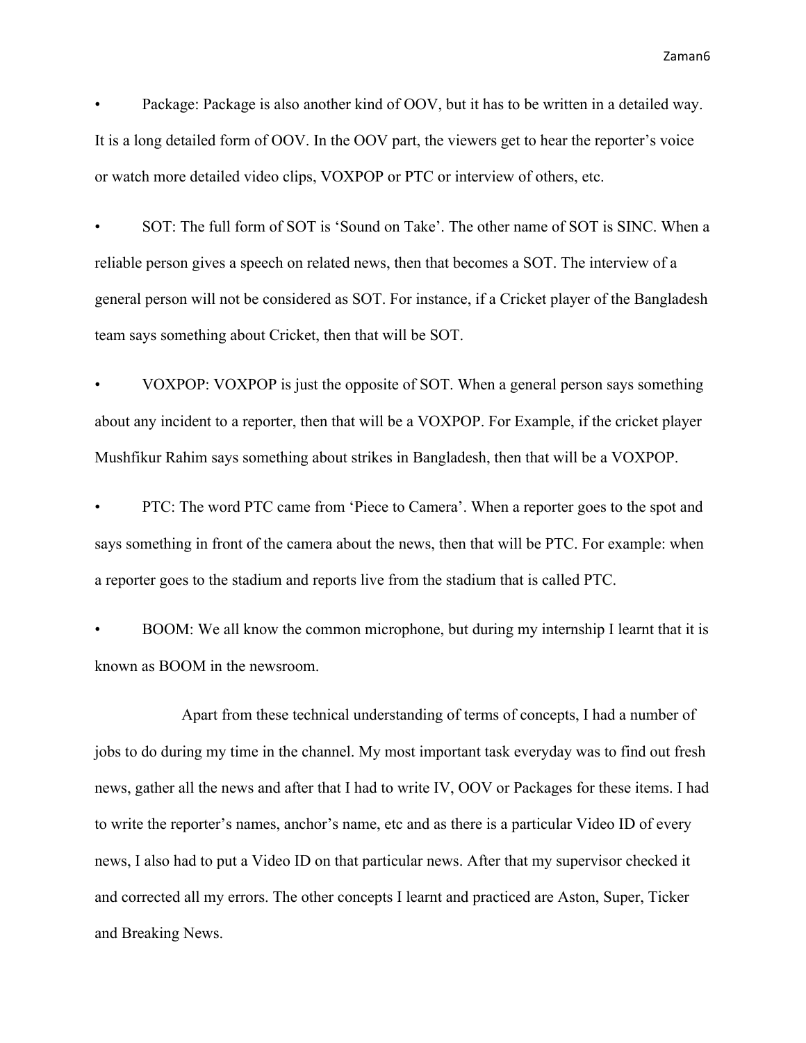- Package: Package is also another kind of OOV, but it has to be written in a detailed way. It is a long detailed form of OOV. In the OOV part, the viewers get to hear the reporter's voice or watch more detailed video clips, VOXPOP or PTC or interview of others, etc.

- SOT: The full form of SOT is 'Sound on Take'. The other name of SOT is SINC. When a reliable person gives a speech on related news, then that becomes a SOT. The interview of a general person will not be considered as SOT. For instance, if a Cricket player of the Bangladesh team says something about Cricket, then that will be SOT.

- VOXPOP: VOXPOP is just the opposite of SOT. When a general person says something about any incident to a reporter, then that will be a VOXPOP. For Example, if the cricket player Mushfikur Rahim says something about strikes in Bangladesh, then that will be a VOXPOP.

- PTC: The word PTC came from 'Piece to Camera'. When a reporter goes to the spot and says something in front of the camera about the news, then that will be PTC. For example: when a reporter goes to the stadium and reports live from the stadium that is called PTC.

- BOOM: We all know the common microphone, but during my internship I learnt that it is known as BOOM in the newsroom.

Apart from these technical understanding of terms of concepts, I had a number of jobs to do during my time in the channel. My most important task everyday was to find out fresh news, gather all the news and after that I had to write IV, OOV or Packages for these items. I had to write the reporter's names, anchor's name, etc and as there is a particular Video ID of every news, I also had to put a Video ID on that particular news. After that my supervisor checked it and corrected all my errors. The other concepts I learnt and practiced are Aston, Super, Ticker and Breaking News.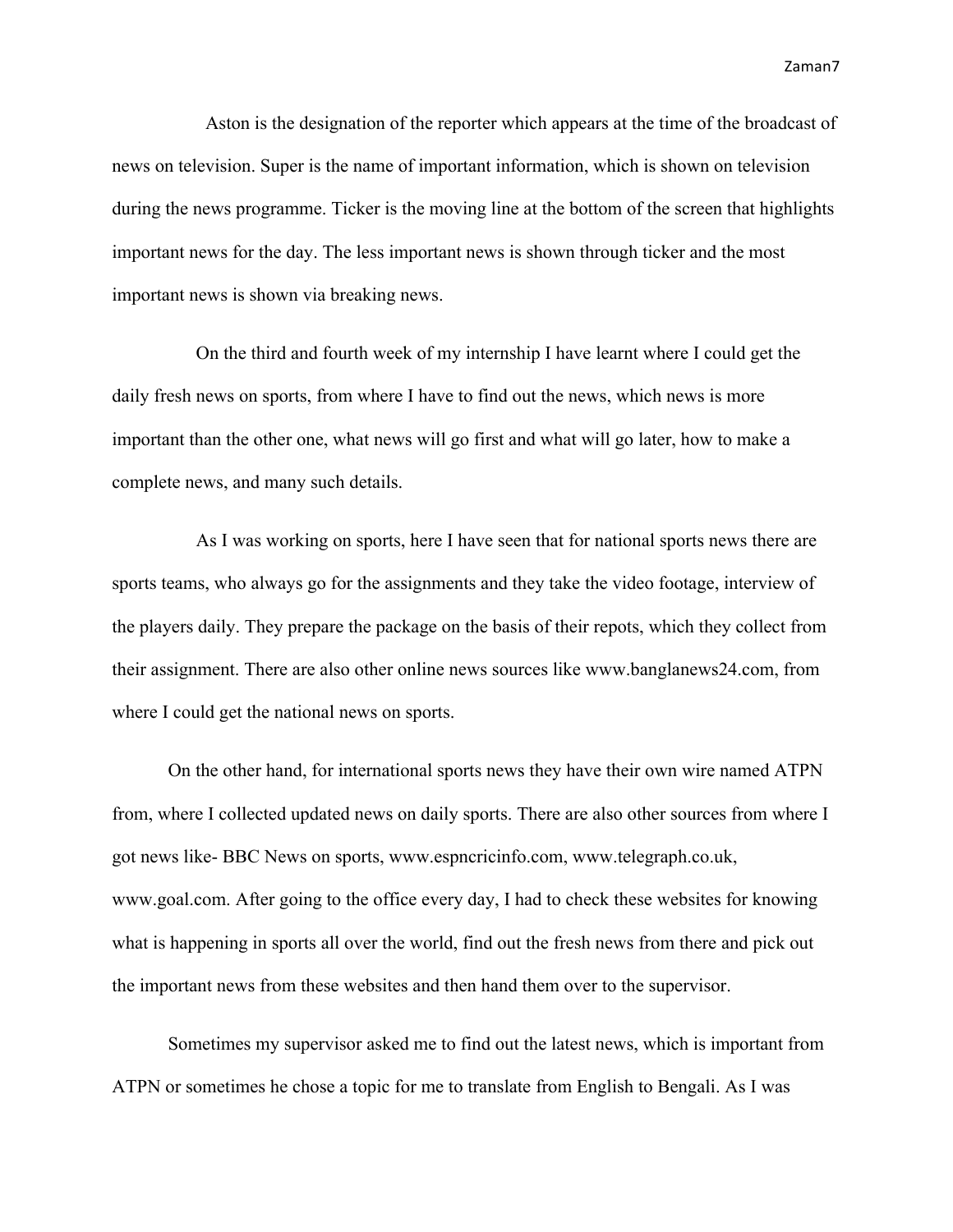Aston is the designation of the reporter which appears at the time of the broadcast of news on television. Super is the name of important information, which is shown on television during the news programme. Ticker is the moving line at the bottom of the screen that highlights important news for the day. The less important news is shown through ticker and the most important news is shown via breaking news.

On the third and fourth week of my internship I have learnt where I could get the daily fresh news on sports, from where I have to find out the news, which news is more important than the other one, what news will go first and what will go later, how to make a complete news, and many such details.

As I was working on sports, here I have seen that for national sports news there are sports teams, who always go for the assignments and they take the video footage, interview of the players daily. They prepare the package on the basis of their repots, which they collect from their assignment. There are also other online news sources like www.banglanews24.com, from where I could get the national news on sports.

On the other hand, for international sports news they have their own wire named ATPN from, where I collected updated news on daily sports. There are also other sources from where I got news like- BBC News on sports, www.espncricinfo.com, www.telegraph.co.uk, www.goal.com. After going to the office every day, I had to check these websites for knowing what is happening in sports all over the world, find out the fresh news from there and pick out the important news from these websites and then hand them over to the supervisor.

Sometimes my supervisor asked me to find out the latest news, which is important from ATPN or sometimes he chose a topic for me to translate from English to Bengali. As I was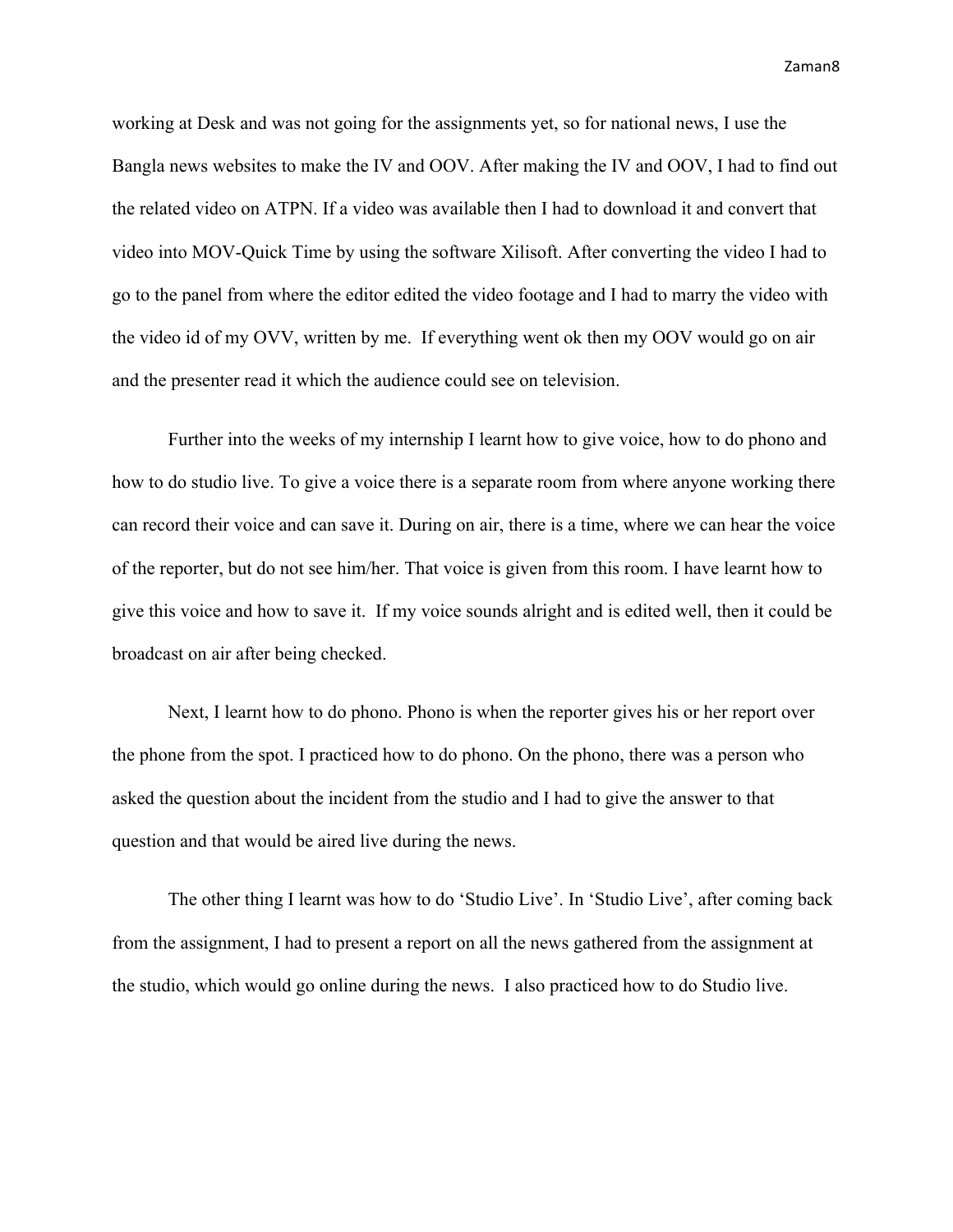working at Desk and was not going for the assignments yet, so for national news, I use the Bangla news websites to make the IV and OOV. After making the IV and OOV, I had to find out the related video on ATPN. If a video was available then I had to download it and convert that video into MOV-Quick Time by using the software Xilisoft. After converting the video I had to go to the panel from where the editor edited the video footage and I had to marry the video with the video id of my OVV, written by me. If everything went ok then my OOV would go on air and the presenter read it which the audience could see on television.

Further into the weeks of my internship I learnt how to give voice, how to do phono and how to do studio live. To give a voice there is a separate room from where anyone working there can record their voice and can save it. During on air, there is a time, where we can hear the voice of the reporter, but do not see him/her. That voice is given from this room. I have learnt how to give this voice and how to save it. If my voice sounds alright and is edited well, then it could be broadcast on air after being checked.

Next, I learnt how to do phono. Phono is when the reporter gives his or her report over the phone from the spot. I practiced how to do phono. On the phono, there was a person who asked the question about the incident from the studio and I had to give the answer to that question and that would be aired live during the news.

The other thing I learnt was how to do 'Studio Live'. In 'Studio Live', after coming back from the assignment, I had to present a report on all the news gathered from the assignment at the studio, which would go online during the news. I also practiced how to do Studio live.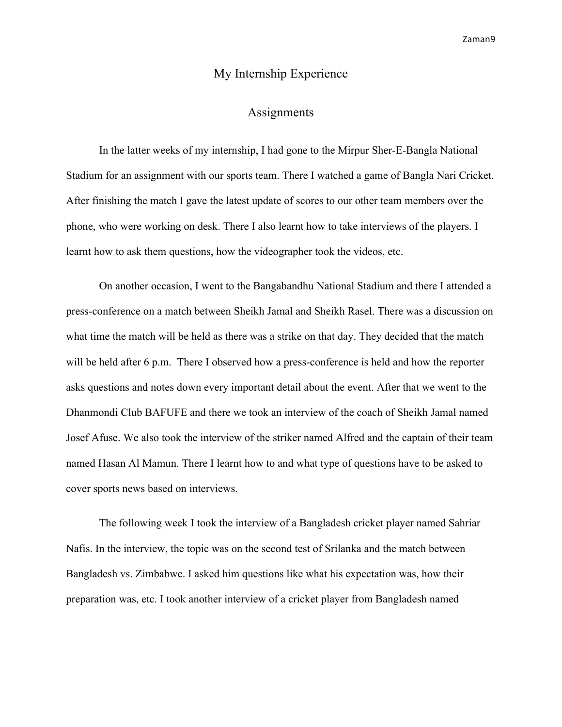# My Internship Experience

## Assignments

In the latter weeks of my internship, I had gone to the Mirpur Sher-E-Bangla National Stadium for an assignment with our sports team. There I watched a game of Bangla Nari Cricket. After finishing the match I gave the latest update of scores to our other team members over the phone, who were working on desk. There I also learnt how to take interviews of the players. I learnt how to ask them questions, how the videographer took the videos, etc.

On another occasion, I went to the Bangabandhu National Stadium and there I attended a press-conference on a match between Sheikh Jamal and Sheikh Rasel. There was a discussion on what time the match will be held as there was a strike on that day. They decided that the match will be held after 6 p.m. There I observed how a press-conference is held and how the reporter asks questions and notes down every important detail about the event. After that we went to the Dhanmondi Club BAFUFE and there we took an interview of the coach of Sheikh Jamal named Josef Afuse. We also took the interview of the striker named Alfred and the captain of their team named Hasan Al Mamun. There I learnt how to and what type of questions have to be asked to cover sports news based on interviews.

The following week I took the interview of a Bangladesh cricket player named Sahriar Nafis. In the interview, the topic was on the second test of Srilanka and the match between Bangladesh vs. Zimbabwe. I asked him questions like what his expectation was, how their preparation was, etc. I took another interview of a cricket player from Bangladesh named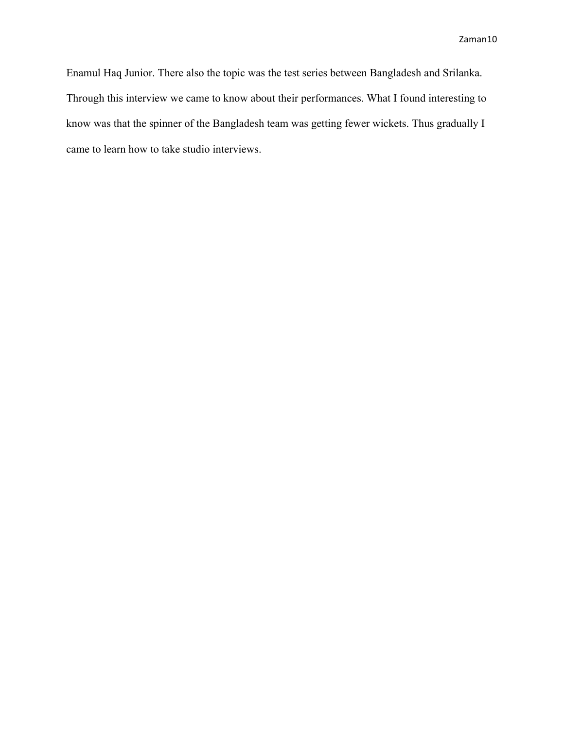Enamul Haq Junior. There also the topic was the test series between Bangladesh and Srilanka. Through this interview we came to know about their performances. What I found interesting to know was that the spinner of the Bangladesh team was getting fewer wickets. Thus gradually I came to learn how to take studio interviews.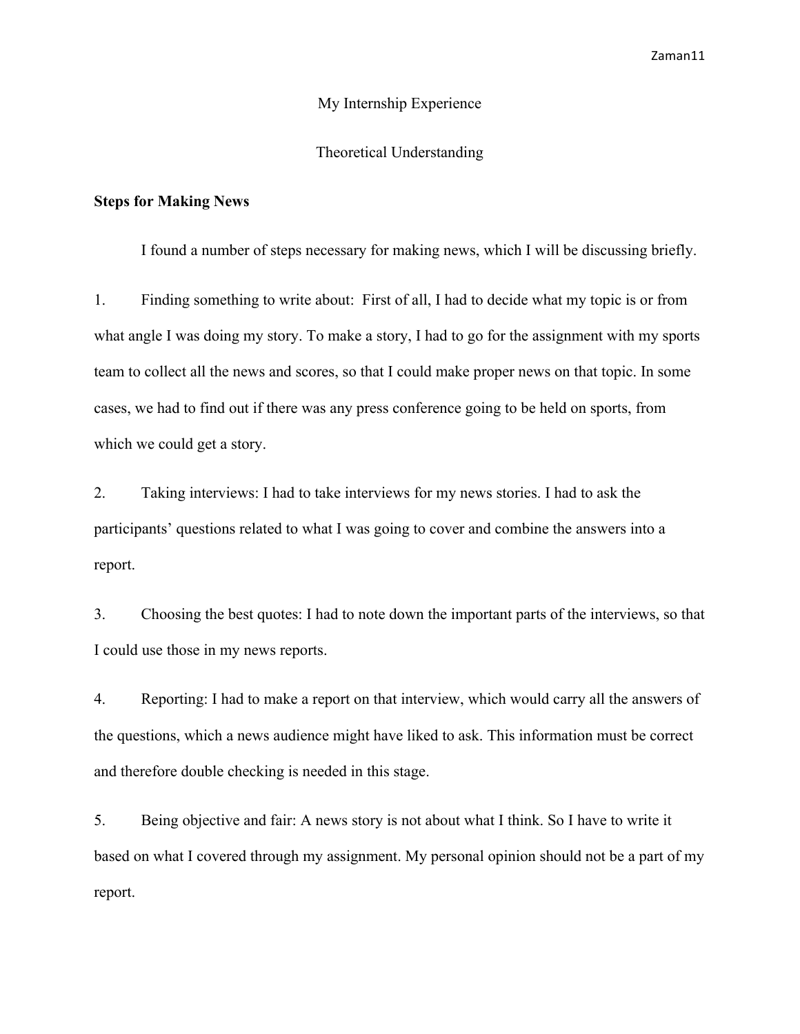# My Internship Experience

## Theoretical Understanding

### Steps for Making News

I found a number of steps necessary for making news, which I will be discussing briefly.

1. Finding something to write about: First of all, I had to decide what my topic is or from what angle I was doing my story. To make a story, I had to go for the assignment with my sports team to collect all the news and scores, so that I could make proper news on that topic. In some cases, we had to find out if there was any press conference going to be held on sports, from which we could get a story.

2. Taking interviews: I had to take interviews for my news stories. I had to ask the participants' questions related to what I was going to cover and combine the answers into a report.

3. Choosing the best quotes: I had to note down the important parts of the interviews, so that I could use those in my news reports.

4. Reporting: I had to make a report on that interview, which would carry all the answers of the questions, which a news audience might have liked to ask. This information must be correct and therefore double checking is needed in this stage.

5. Being objective and fair: A news story is not about what I think. So I have to write it based on what I covered through my assignment. My personal opinion should not be a part of my report.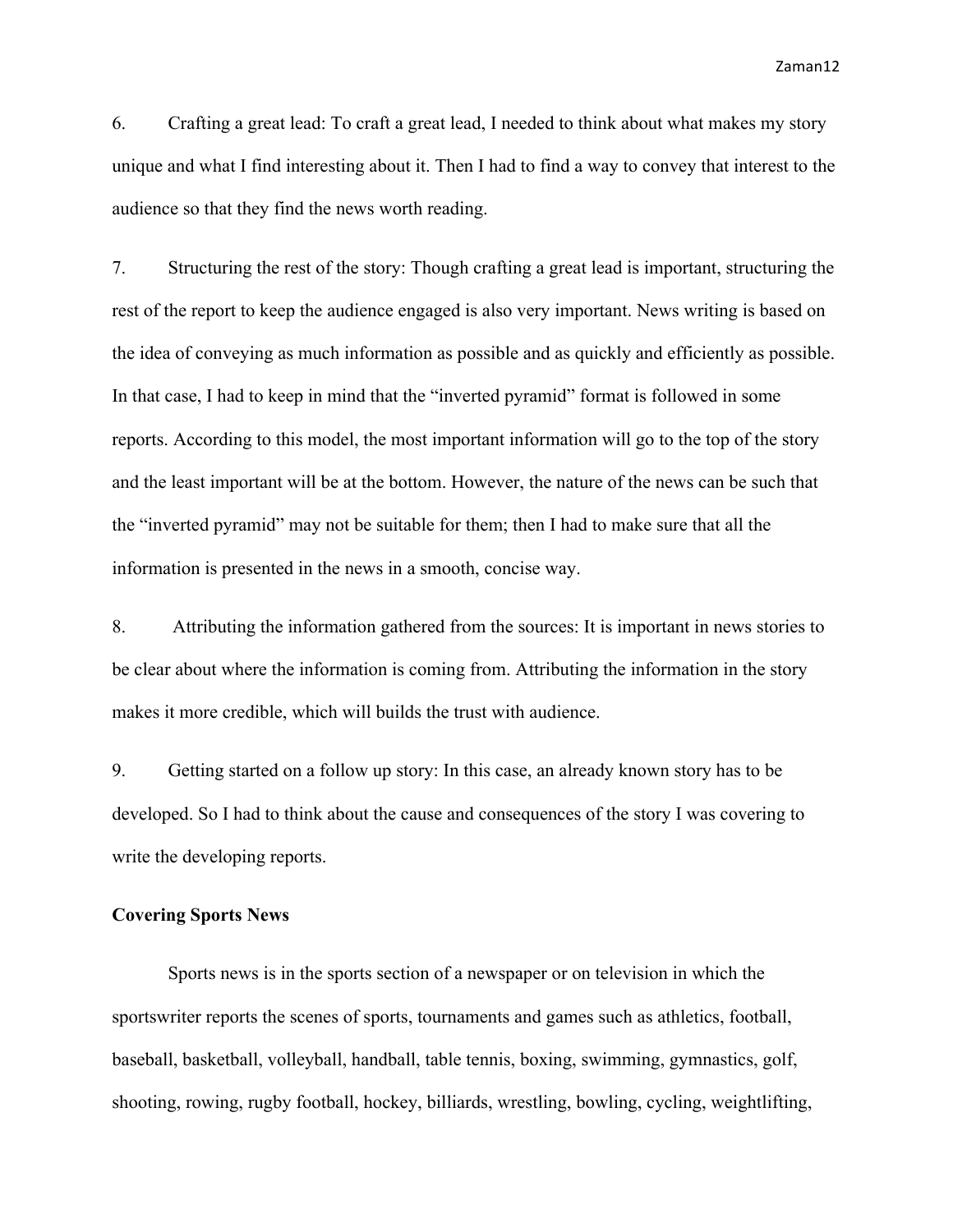6. Crafting a great lead: To craft a great lead, I needed to think about what makes my story unique and what I find interesting about it. Then I had to find a way to convey that interest to the audience so that they find the news worth reading.

7. Structuring the rest of the story: Though crafting a great lead is important, structuring the rest of the report to keep the audience engaged is also very important. News writing is based on the idea of conveying as much information as possible and as quickly and efficiently as possible. In that case, I had to keep in mind that the "inverted pyramid" format is followed in some reports. According to this model, the most important information will go to the top of the story and the least important will be at the bottom. However, the nature of the news can be such that the "inverted pyramid" may not be suitable for them; then I had to make sure that all the information is presented in the news in a smooth, concise way.

8. Attributing the information gathered from the sources: It is important in news stories to be clear about where the information is coming from. Attributing the information in the story makes it more credible, which will builds the trust with audience.

9. Getting started on a follow up story: In this case, an already known story has to be developed. So I had to think about the cause and consequences of the story I was covering to write the developing reports.

**Covering Sports News**

Sports news is in the sports section of a newspaper or on television in which the sportswriter reports the scenes of sports, tournaments and games such as athletics, football, baseball, basketball, volleyball, handball, table tennis, boxing, swimming, gymnastics, golf, shooting, rowing, rugby football, hockey, billiards, wrestling, bowling, cycling, weightlifting,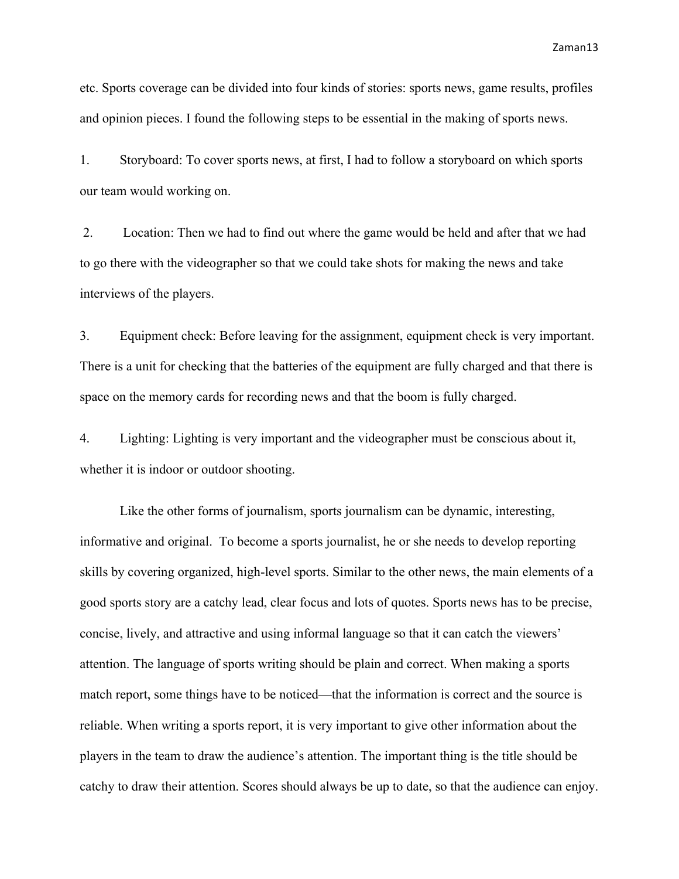etc. Sports coverage can be divided into four kinds of stories: sports news, game results, profiles and opinion pieces. I found the following steps to be essential in the making of sports news.

1. Storyboard: To cover sports news, at first, I had to follow a storyboard on which sports our team would working on.

2. Location: Then we had to find out where the game would be held and after that we had to go there with the videographer so that we could take shots for making the news and take interviews of the players.

3. Equipment check: Before leaving for the assignment, equipment check is very important. There is a unit for checking that the batteries of the equipment are fully charged and that there is space on the memory cards for recording news and that the boom is fully charged.

4. Lighting: Lighting is very important and the videographer must be conscious about it, whether it is indoor or outdoor shooting.

Like the other forms of journalism, sports journalism can be dynamic, interesting, informative and original. To become a sports journalist, he or she needs to develop reporting skills by covering organized, high-level sports. Similar to the other news, the main elements of a good sports story are a catchy lead, clear focus and lots of quotes. Sports news has to be precise, concise, lively, and attractive and using informal language so that it can catch the viewers' attention. The language of sports writing should be plain and correct. When making a sports match report, some things have to be noticed—that the information is correct and the source is reliable. When writing a sports report, it is very important to give other information about the players in the team to draw the audience's attention. The important thing is the title should be catchy to draw their attention. Scores should always be up to date, so that the audience can enjoy.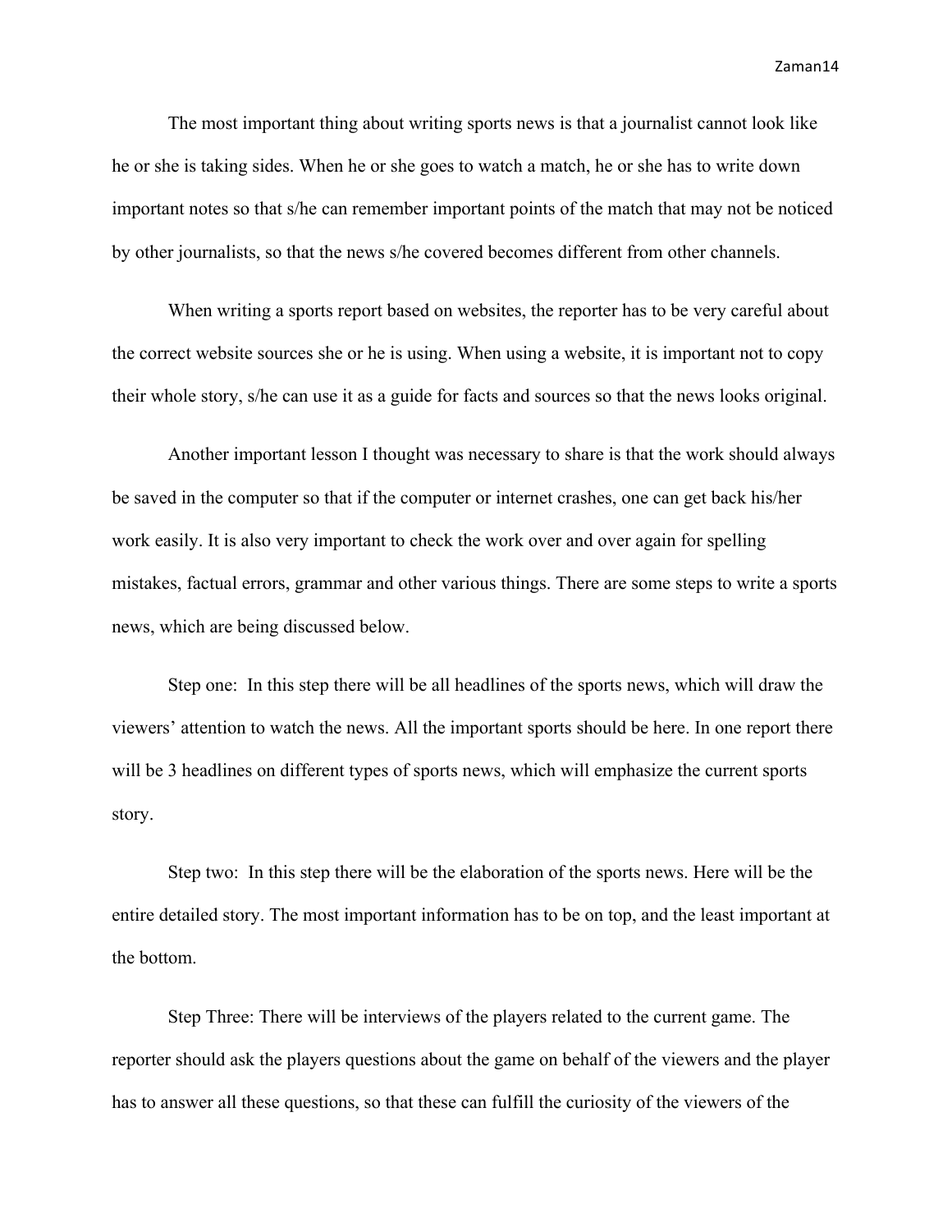The most important thing about writing sports news is that a journalist cannot look like he or she is taking sides. When he or she goes to watch a match, he or she has to write down important notes so that s/he can remember important points of the match that may not be noticed by other journalists, so that the news s/he covered becomes different from other channels.

When writing a sports report based on websites, the reporter has to be very careful about the correct website sources she or he is using. When using a website, it is important not to copy their whole story, s/he can use it as a guide for facts and sources so that the news looks original.

Another important lesson I thought was necessary to share is that the work should always be saved in the computer so that if the computer or internet crashes, one can get back his/her work easily. It is also very important to check the work over and over again for spelling mistakes, factual errors, grammar and other various things. There are some steps to write a sports news, which are being discussed below.

Step one: In this step there will be all headlines of the sports news, which will draw the viewers' attention to watch the news. All the important sports should be here. In one report there will be 3 headlines on different types of sports news, which will emphasize the current sports story.

Step two: In this step there will be the elaboration of the sports news. Here will be the entire detailed story. The most important information has to be on top, and the least important at the bottom.

Step Three: There will be interviews of the players related to the current game. The reporter should ask the players questions about the game on behalf of the viewers and the player has to answer all these questions, so that these can fulfill the curiosity of the viewers of the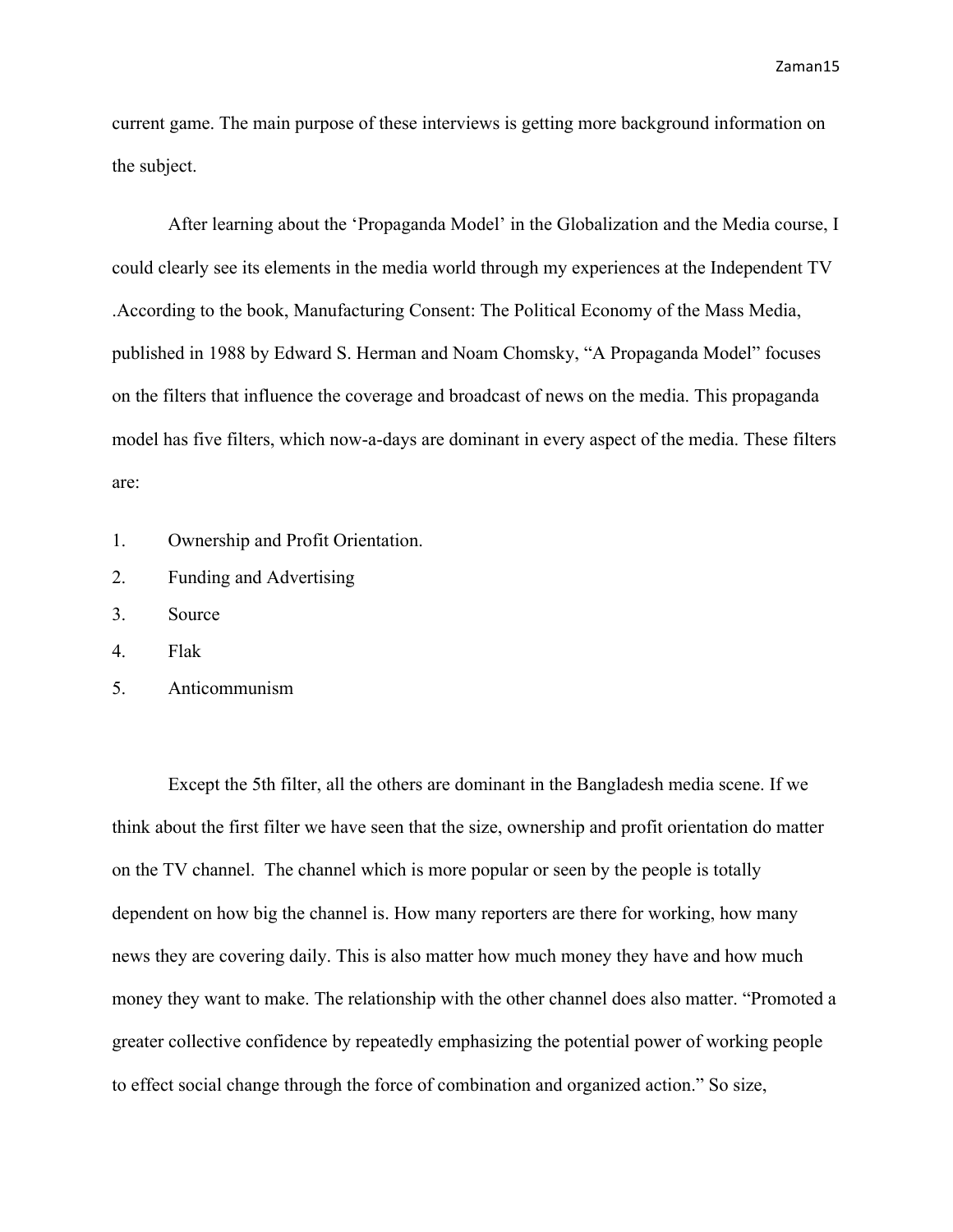current game. The main purpose of these interviews is getting more background information on the subject.

After learning about the 'Propaganda Model' in the Globalization and the Media course, I could clearly see its elements in the media world through my experiences at the Independent TV .According to the book, Manufacturing Consent: The Political Economy of the Mass Media, published in 1988 by Edward S. Herman and Noam Chomsky, "A Propaganda Model" focuses on the filters that influence the coverage and broadcast of news on the media. This propaganda model has five filters, which now-a-days are dominant in every aspect of the media. These filters are:

1. Ownership and Profit Orientation.
2. Funding and Advertising
3. Source
4. Flak
5. Anticommunism

Except the 5th filter, all the others are dominant in the Bangladesh media scene. If we think about the first filter we have seen that the size, ownership and profit orientation do matter on the TV channel. The channel which is more popular or seen by the people is totally dependent on how big the channel is. How many reporters are there for working, how many news they are covering daily. This is also matter how much money they have and how much money they want to make. The relationship with the other channel does also matter. "Promoted a greater collective confidence by repeatedly emphasizing the potential power of working people to effect social change through the force of combination and organized action." So size,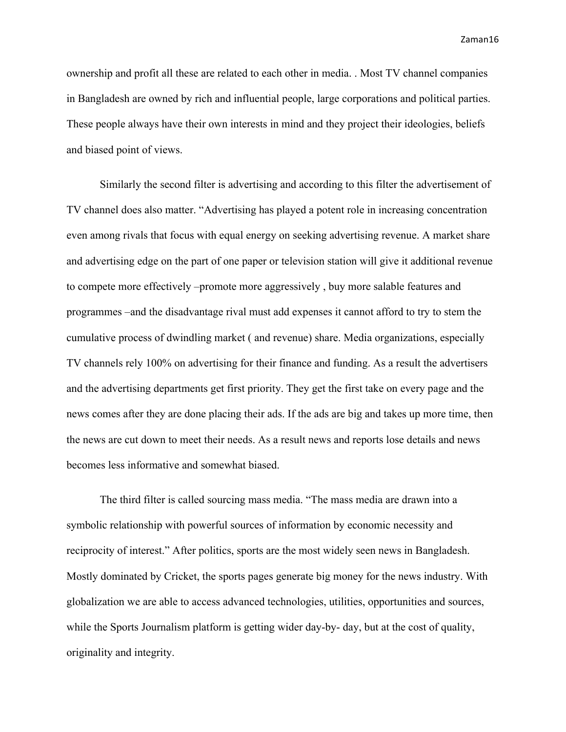ownership and profit all these are related to each other in media. . Most TV channel companies in Bangladesh are owned by rich and influential people, large corporations and political parties. These people always have their own interests in mind and they project their ideologies, beliefs and biased point of views.

Similarly the second filter is advertising and according to this filter the advertisement of TV channel does also matter. "Advertising has played a potent role in increasing concentration even among rivals that focus with equal energy on seeking advertising revenue. A market share and advertising edge on the part of one paper or television station will give it additional revenue to compete more effectively –promote more aggressively , buy more salable features and programmes –and the disadvantage rival must add expenses it cannot afford to try to stem the cumulative process of dwindling market ( and revenue) share. Media organizations, especially TV channels rely 100% on advertising for their finance and funding. As a result the advertisers and the advertising departments get first priority. They get the first take on every page and the news comes after they are done placing their ads. If the ads are big and takes up more time, then the news are cut down to meet their needs. As a result news and reports lose details and news becomes less informative and somewhat biased.

The third filter is called sourcing mass media. "The mass media are drawn into a symbolic relationship with powerful sources of information by economic necessity and reciprocity of interest." After politics, sports are the most widely seen news in Bangladesh. Mostly dominated by Cricket, the sports pages generate big money for the news industry. With globalization we are able to access advanced technologies, utilities, opportunities and sources, while the Sports Journalism platform is getting wider day-by- day, but at the cost of quality, originality and integrity.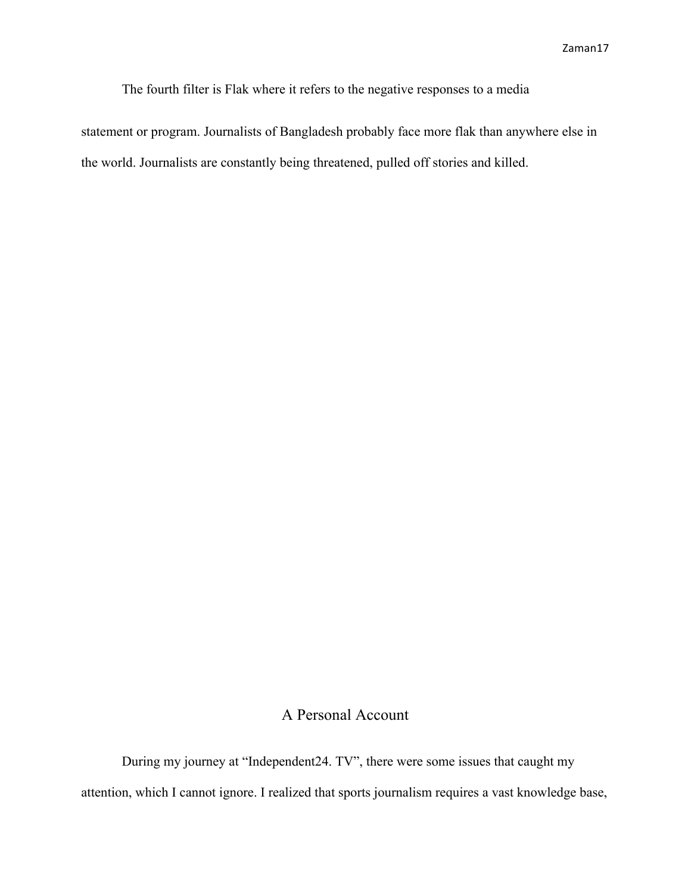The fourth filter is Flak where it refers to the negative responses to a media statement or program. Journalists of Bangladesh probably face more flak than anywhere else in the world. Journalists are constantly being threatened, pulled off stories and killed.

## A Personal Account

During my journey at “Independent24. TV”, there were some issues that caught my attention, which I cannot ignore. I realized that sports journalism requires a vast knowledge base,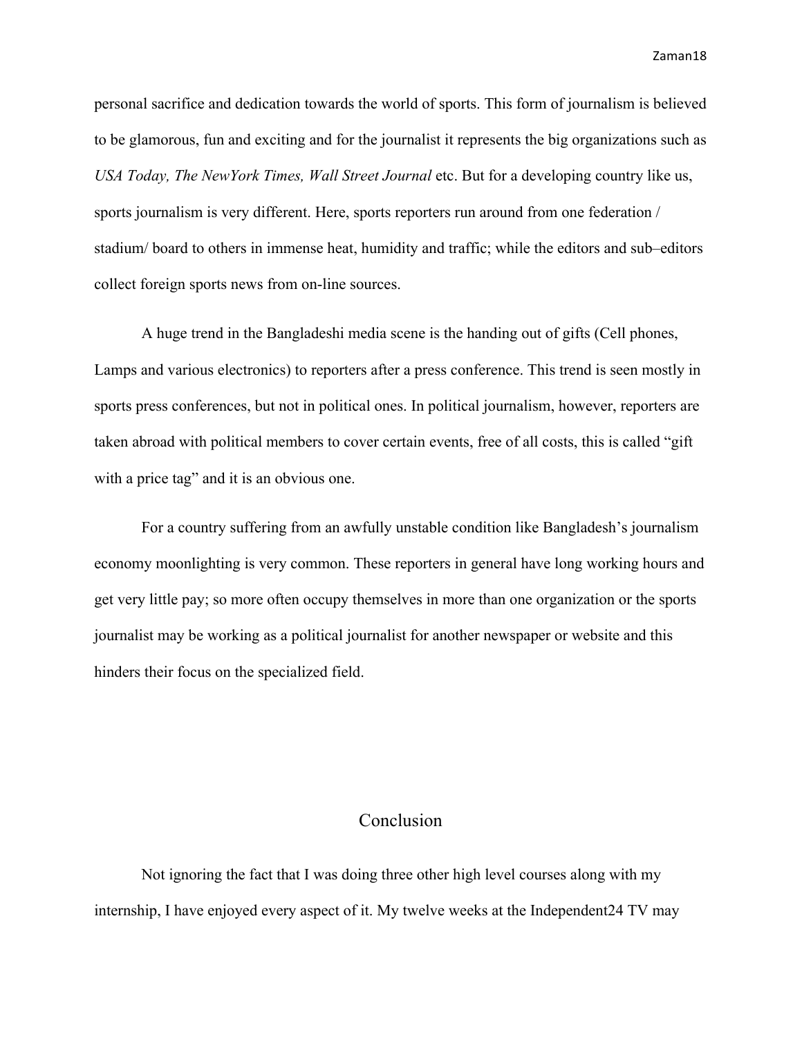personal sacrifice and dedication towards the world of sports. This form of journalism is believed to be glamorous, fun and exciting and for the journalist it represents the big organizations such as *USA Today, The NewYork Times, Wall Street Journal* etc. But for a developing country like us, sports journalism is very different. Here, sports reporters run around from one federation / stadium/ board to others in immense heat, humidity and traffic; while the editors and sub–editors collect foreign sports news from on-line sources.

A huge trend in the Bangladeshi media scene is the handing out of gifts (Cell phones, Lamps and various electronics) to reporters after a press conference. This trend is seen mostly in sports press conferences, but not in political ones. In political journalism, however, reporters are taken abroad with political members to cover certain events, free of all costs, this is called "gift with a price tag" and it is an obvious one.

For a country suffering from an awfully unstable condition like Bangladesh's journalism economy moonlighting is very common. These reporters in general have long working hours and get very little pay; so more often occupy themselves in more than one organization or the sports journalist may be working as a political journalist for another newspaper or website and this hinders their focus on the specialized field.

## Conclusion

Not ignoring the fact that I was doing three other high level courses along with my internship, I have enjoyed every aspect of it. My twelve weeks at the Independent24 TV may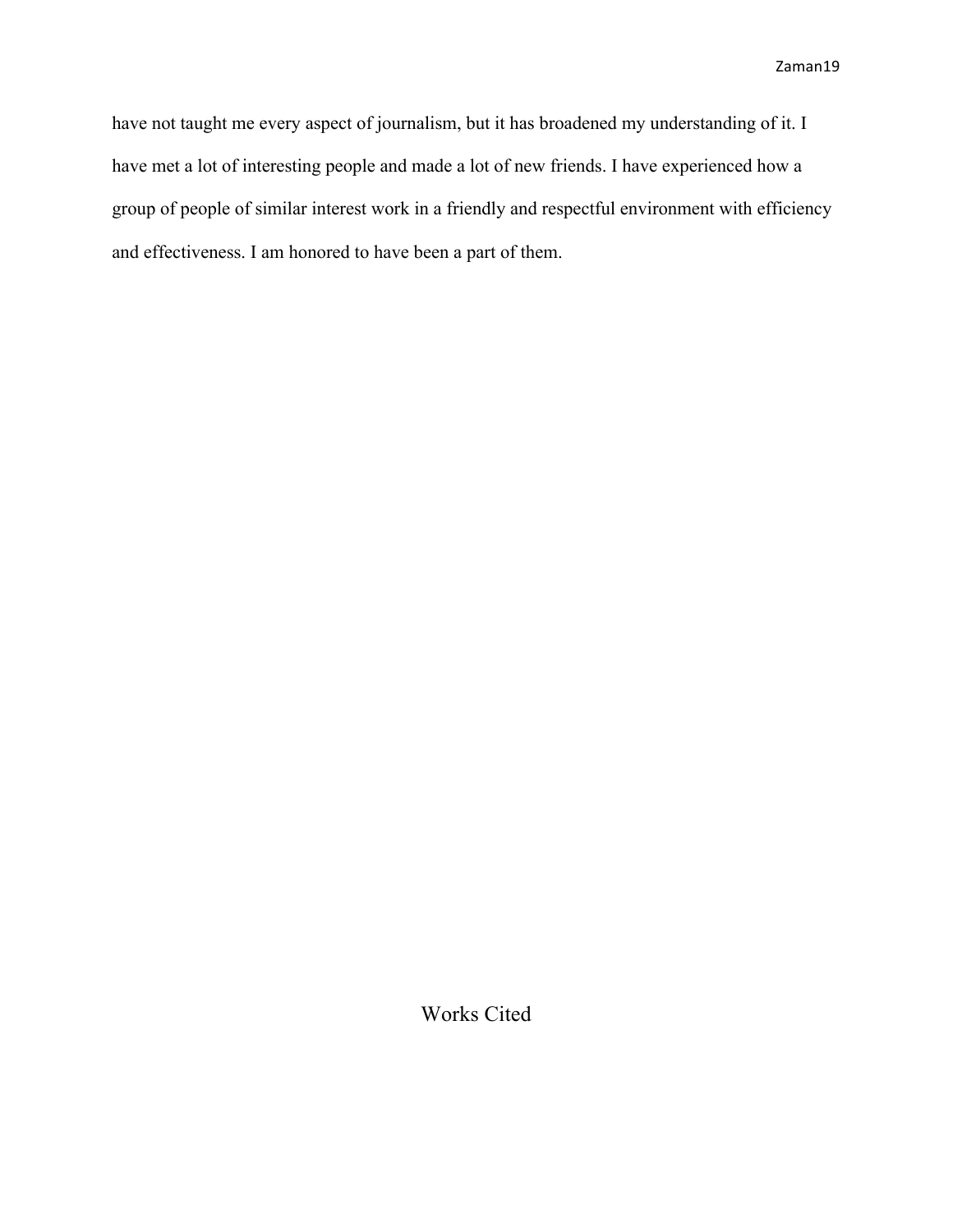have not taught me every aspect of journalism, but it has broadened my understanding of it. I have met a lot of interesting people and made a lot of new friends. I have experienced how a group of people of similar interest work in a friendly and respectful environment with efficiency and effectiveness. I am honored to have been a part of them.

# Works Cited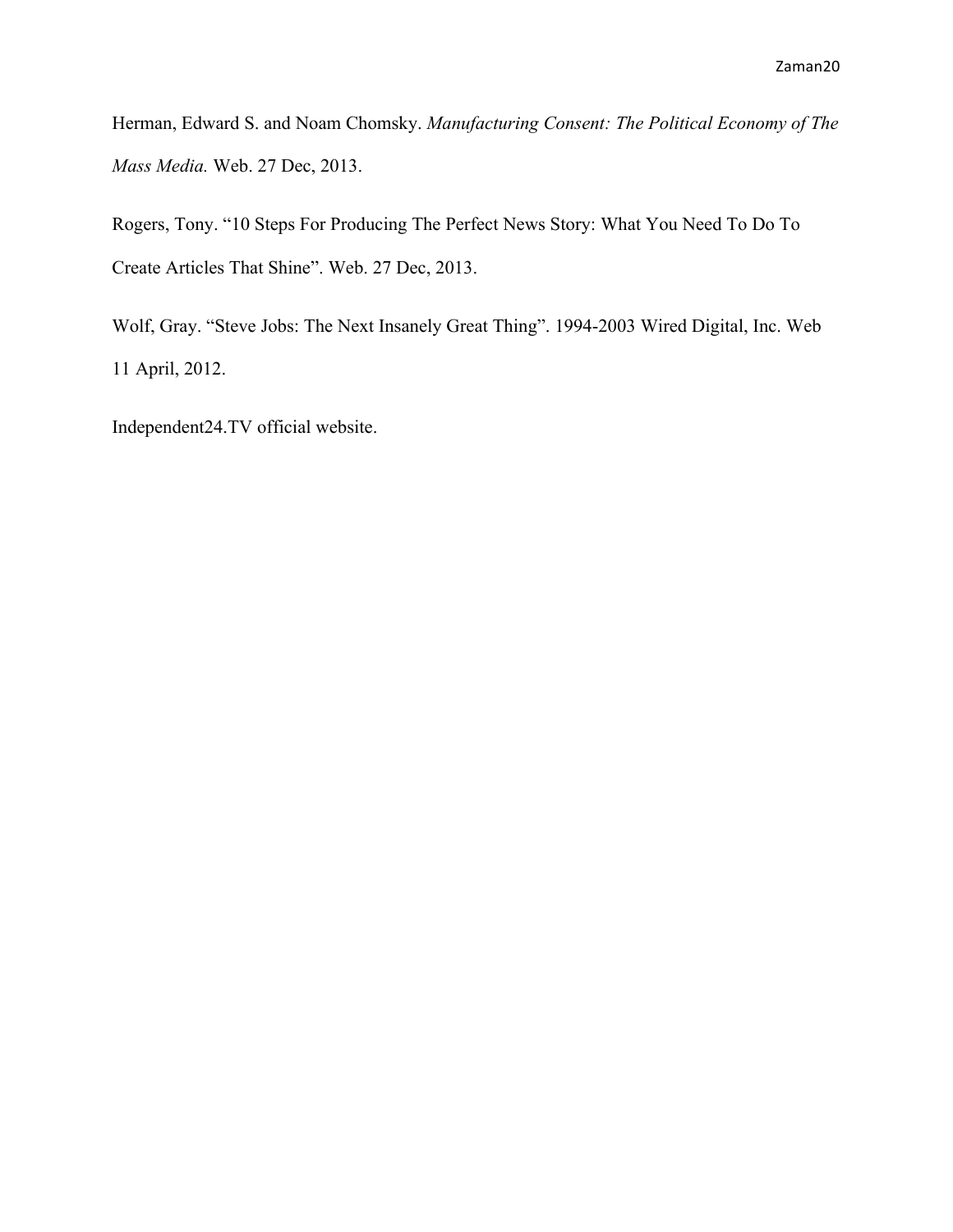Herman, Edward S. and Noam Chomsky. *Manufacturing Consent: The Political Economy of The Mass Media.* Web. 27 Dec, 2013.

Rogers, Tony. "10 Steps For Producing The Perfect News Story: What You Need To Do To Create Articles That Shine". Web. 27 Dec, 2013.

Wolf, Gray. "Steve Jobs: The Next Insanely Great Thing". 1994-2003 Wired Digital, Inc. Web 11 April, 2012.

Independent24.TV official website.